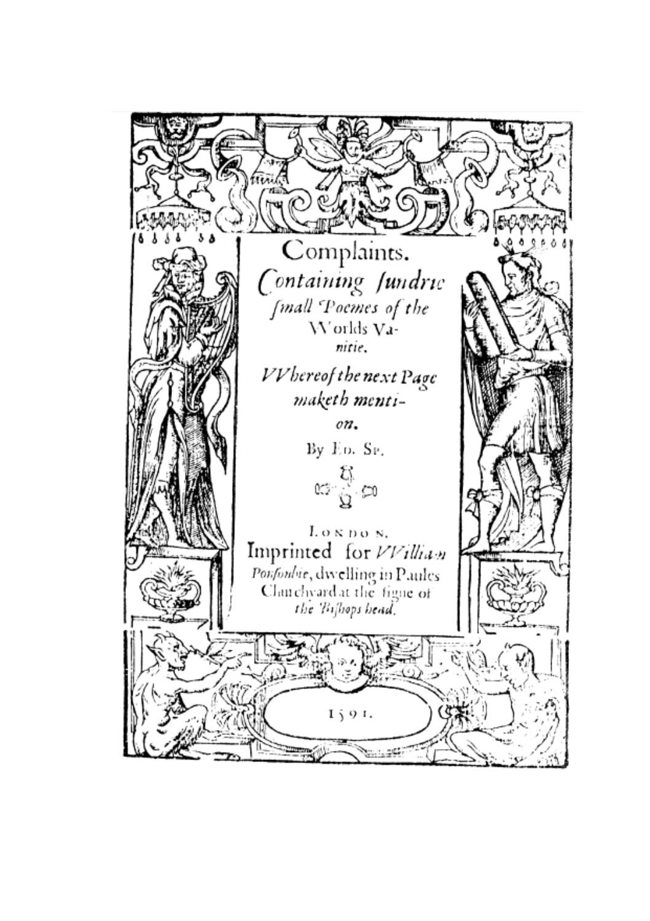# Complaints.

*Containing ſundrie ſmall Poemes of the*
Worlds Va-
*nitie.*

*VVhereof the next Page maketh menti-*
*on.*

By Ed. Sp.

LONDON.
Imprinted for *VVilliam Ponſonbie*, dwelling in Paules Churchyard at the ſigne of *the Biſhops head.*

1591.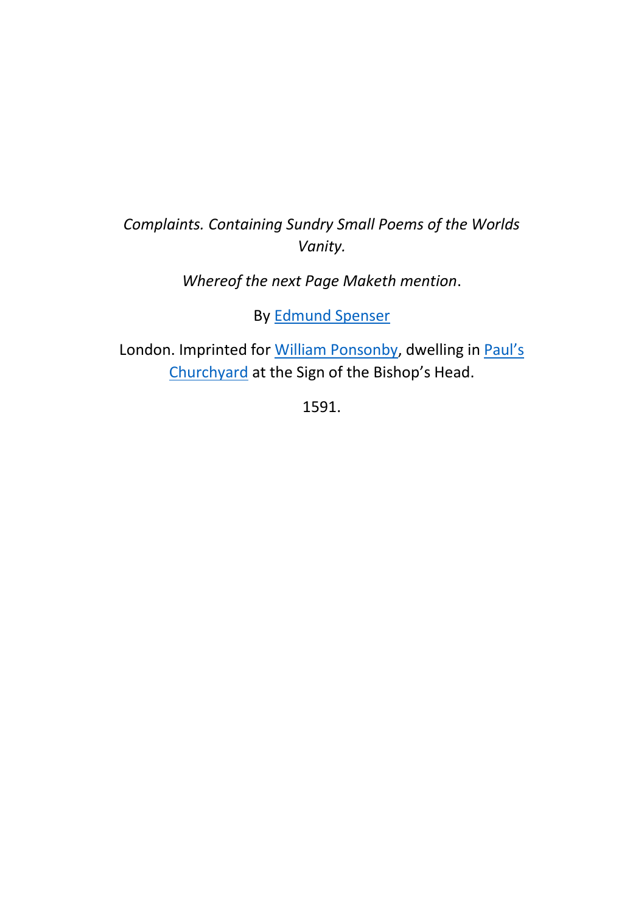*Complaints. Containing Sundry Small Poems of the Worlds Vanity.*

*Whereof the next Page Maketh mention*.

By Edmund Spenser

London. Imprinted for William Ponsonby, dwelling in Paul's Churchyard at the Sign of the Bishop's Head.

1591.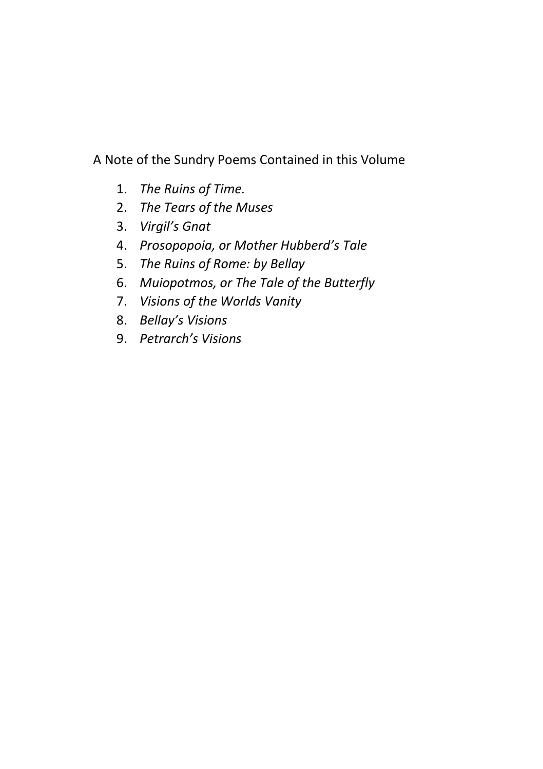A Note of the Sundry Poems Contained in this Volume

1. *The Ruins of Time.*
2. *The Tears of the Muses*
3. *Virgil's Gnat*
4. *Prosopopoia, or Mother Hubberd's Tale*
5. *The Ruins of Rome: by Bellay*
6. *Muiopotmos, or The Tale of the Butterfly*
7. *Visions of the Worlds Vanity*
8. *Bellay's Visions*
9. *Petrarch's Visions*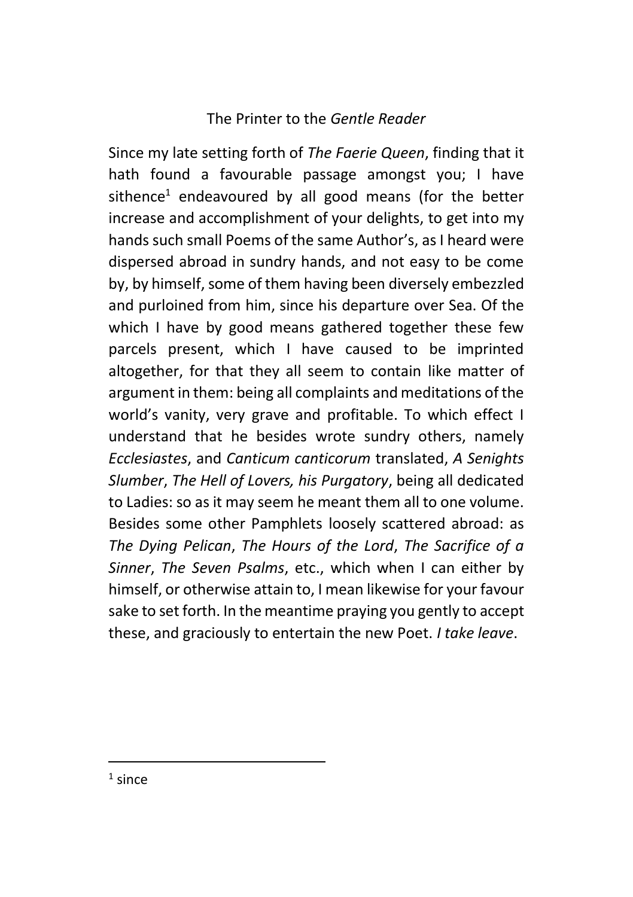## The Printer to the *Gentle Reader*

Since my late setting forth of *The Faerie Queen*, finding that it hath found a favourable passage amongst you; I have sithence[1] endeavoured by all good means (for the better increase and accomplishment of your delights, to get into my hands such small Poems of the same Author's, as I heard were dispersed abroad in sundry hands, and not easy to be come by, by himself, some of them having been diversely embezzled and purloined from him, since his departure over Sea. Of the which I have by good means gathered together these few parcels present, which I have caused to be imprinted altogether, for that they all seem to contain like matter of argument in them: being all complaints and meditations of the world's vanity, very grave and profitable. To which effect I understand that he besides wrote sundry others, namely *Ecclesiastes*, and *Canticum canticorum* translated, *A Senights Slumber*, *The Hell of Lovers, his Purgatory*, being all dedicated to Ladies: so as it may seem he meant them all to one volume. Besides some other Pamphlets loosely scattered abroad: as *The Dying Pelican*, *The Hours of the Lord*, *The Sacrifice of a Sinner*, *The Seven Psalms*, etc., which when I can either by himself, or otherwise attain to, I mean likewise for your favour sake to set forth. In the meantime praying you gently to accept these, and graciously to entertain the new Poet. *I take leave*.

---

[1] since